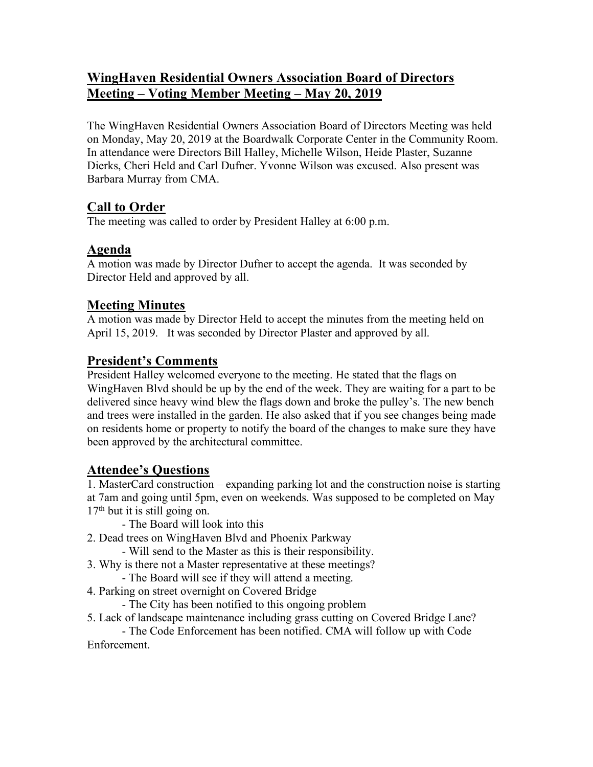# WingHaven Residential Owners Association Board of Directors Meeting – Voting Member Meeting – May 20, 2019

The WingHaven Residential Owners Association Board of Directors Meeting was held on Monday, May 20, 2019 at the Boardwalk Corporate Center in the Community Room. In attendance were Directors Bill Halley, Michelle Wilson, Heide Plaster, Suzanne Dierks, Cheri Held and Carl Dufner. Yvonne Wilson was excused. Also present was Barbara Murray from CMA.

## Call to Order

The meeting was called to order by President Halley at 6:00 p.m.

## Agenda

A motion was made by Director Dufner to accept the agenda. It was seconded by Director Held and approved by all.

## Meeting Minutes

A motion was made by Director Held to accept the minutes from the meeting held on April 15, 2019. It was seconded by Director Plaster and approved by all.

## President's Comments

President Halley welcomed everyone to the meeting. He stated that the flags on WingHaven Blvd should be up by the end of the week. They are waiting for a part to be delivered since heavy wind blew the flags down and broke the pulley's. The new bench and trees were installed in the garden. He also asked that if you see changes being made on residents home or property to notify the board of the changes to make sure they have been approved by the architectural committee.

## Attendee's Questions

1. MasterCard construction – expanding parking lot and the construction noise is starting at 7am and going until 5pm, even on weekends. Was supposed to be completed on May 17th but it is still going on.
   - The Board will look into this
2. Dead trees on WingHaven Blvd and Phoenix Parkway
   - Will send to the Master as this is their responsibility.
3. Why is there not a Master representative at these meetings?
   - The Board will see if they will attend a meeting.
4. Parking on street overnight on Covered Bridge
   - The City has been notified to this ongoing problem
5. Lack of landscape maintenance including grass cutting on Covered Bridge Lane?
   - The Code Enforcement has been notified. CMA will follow up with Code Enforcement.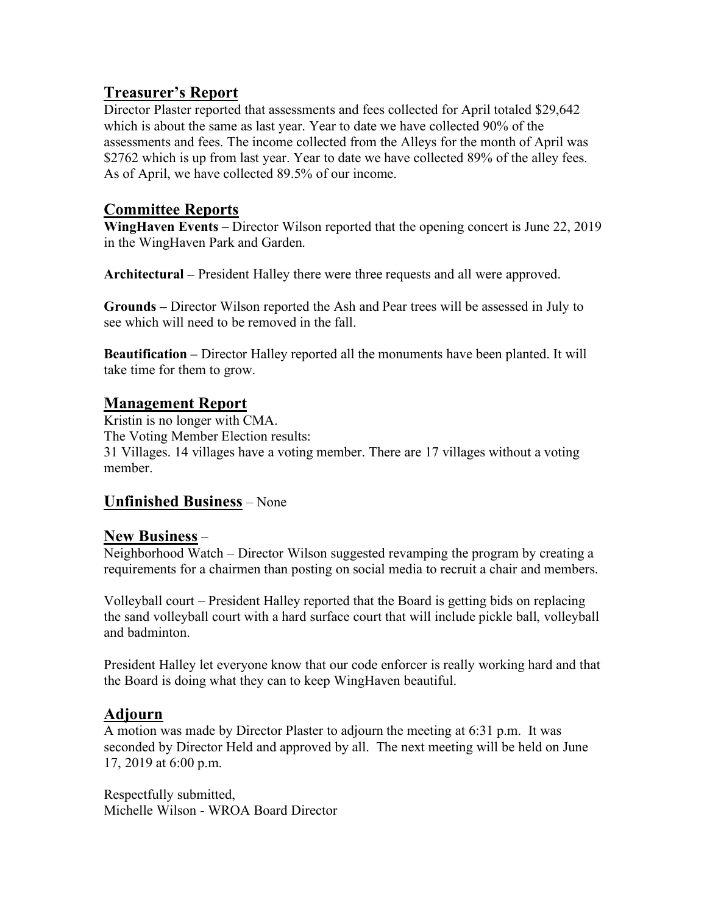## Treasurer's Report

Director Plaster reported that assessments and fees collected for April totaled $29,642 which is about the same as last year. Year to date we have collected 90% of the assessments and fees. The income collected from the Alleys for the month of April was $2762 which is up from last year. Year to date we have collected 89% of the alley fees. As of April, we have collected 89.5% of our income.

## Committee Reports

**WingHaven Events** – Director Wilson reported that the opening concert is June 22, 2019 in the WingHaven Park and Garden.

**Architectural –** President Halley there were three requests and all were approved.

**Grounds –** Director Wilson reported the Ash and Pear trees will be assessed in July to see which will need to be removed in the fall.

**Beautification –** Director Halley reported all the monuments have been planted. It will take time for them to grow.

## Management Report

Kristin is no longer with CMA.
The Voting Member Election results:
31 Villages. 14 villages have a voting member. There are 17 villages without a voting member.

## Unfinished Business – None

## New Business –

Neighborhood Watch – Director Wilson suggested revamping the program by creating a requirements for a chairmen than posting on social media to recruit a chair and members.

Volleyball court – President Halley reported that the Board is getting bids on replacing the sand volleyball court with a hard surface court that will include pickle ball, volleyball and badminton.

President Halley let everyone know that our code enforcer is really working hard and that the Board is doing what they can to keep WingHaven beautiful.

## Adjourn

A motion was made by Director Plaster to adjourn the meeting at 6:31 p.m. It was seconded by Director Held and approved by all. The next meeting will be held on June 17, 2019 at 6:00 p.m.

Respectfully submitted,
Michelle Wilson - WROA Board Director